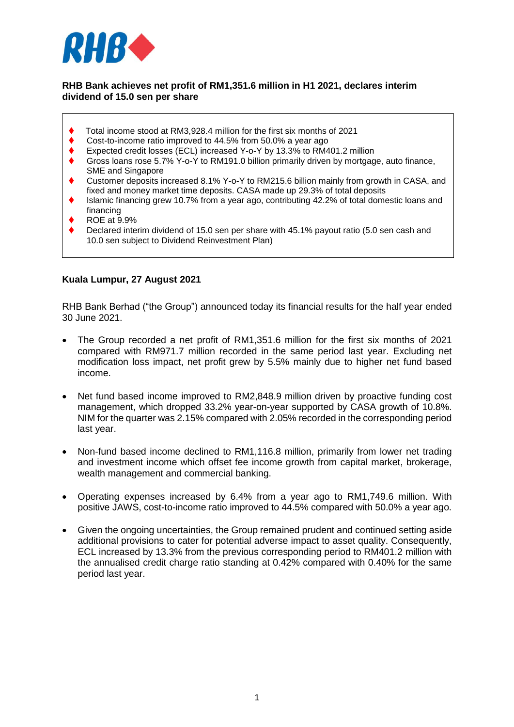**RHB Bank achieves net profit of RM1,351.6 million in H1 2021, declares interim dividend of 15.0 sen per share**

- Total income stood at RM3,928.4 million for the first six months of 2021
- Cost-to-income ratio improved to 44.5% from 50.0% a year ago
- Expected credit losses (ECL) increased Y-o-Y by 13.3% to RM401.2 million
- Gross loans rose 5.7% Y-o-Y to RM191.0 billion primarily driven by mortgage, auto finance, SME and Singapore
- Customer deposits increased 8.1% Y-o-Y to RM215.6 billion mainly from growth in CASA, and fixed and money market time deposits. CASA made up 29.3% of total deposits
- Islamic financing grew 10.7% from a year ago, contributing 42.2% of total domestic loans and financing
- ROE at 9.9%
- Declared interim dividend of 15.0 sen per share with 45.1% payout ratio (5.0 sen cash and 10.0 sen subject to Dividend Reinvestment Plan)

**Kuala Lumpur, 27 August 2021**

RHB Bank Berhad ("the Group") announced today its financial results for the half year ended 30 June 2021.

- The Group recorded a net profit of RM1,351.6 million for the first six months of 2021 compared with RM971.7 million recorded in the same period last year. Excluding net modification loss impact, net profit grew by 5.5% mainly due to higher net fund based income.

- Net fund based income improved to RM2,848.9 million driven by proactive funding cost management, which dropped 33.2% year-on-year supported by CASA growth of 10.8%. NIM for the quarter was 2.15% compared with 2.05% recorded in the corresponding period last year.

- Non-fund based income declined to RM1,116.8 million, primarily from lower net trading and investment income which offset fee income growth from capital market, brokerage, wealth management and commercial banking.

- Operating expenses increased by 6.4% from a year ago to RM1,749.6 million. With positive JAWS, cost-to-income ratio improved to 44.5% compared with 50.0% a year ago.

- Given the ongoing uncertainties, the Group remained prudent and continued setting aside additional provisions to cater for potential adverse impact to asset quality. Consequently, ECL increased by 13.3% from the previous corresponding period to RM401.2 million with the annualised credit charge ratio standing at 0.42% compared with 0.40% for the same period last year.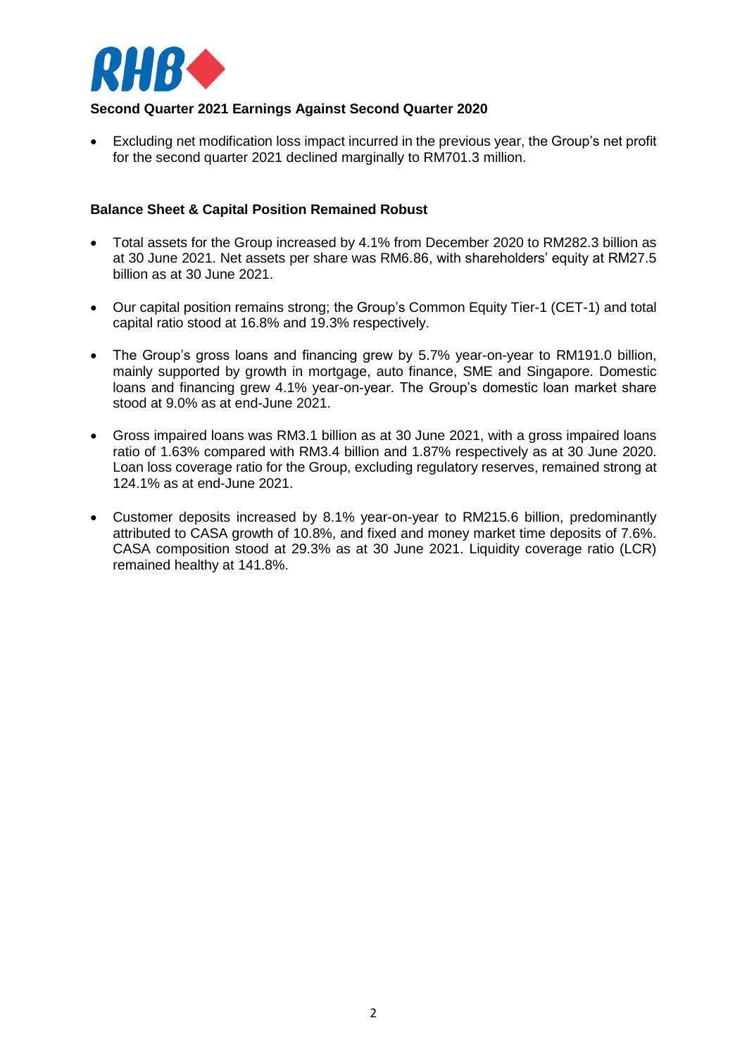**Second Quarter 2021 Earnings Against Second Quarter 2020**

- Excluding net modification loss impact incurred in the previous year, the Group's net profit for the second quarter 2021 declined marginally to RM701.3 million.

**Balance Sheet & Capital Position Remained Robust**

- Total assets for the Group increased by 4.1% from December 2020 to RM282.3 billion as at 30 June 2021. Net assets per share was RM6.86, with shareholders' equity at RM27.5 billion as at 30 June 2021.

- Our capital position remains strong; the Group's Common Equity Tier-1 (CET-1) and total capital ratio stood at 16.8% and 19.3% respectively.

- The Group's gross loans and financing grew by 5.7% year-on-year to RM191.0 billion, mainly supported by growth in mortgage, auto finance, SME and Singapore. Domestic loans and financing grew 4.1% year-on-year. The Group's domestic loan market share stood at 9.0% as at end-June 2021.

- Gross impaired loans was RM3.1 billion as at 30 June 2021, with a gross impaired loans ratio of 1.63% compared with RM3.4 billion and 1.87% respectively as at 30 June 2020. Loan loss coverage ratio for the Group, excluding regulatory reserves, remained strong at 124.1% as at end-June 2021.

- Customer deposits increased by 8.1% year-on-year to RM215.6 billion, predominantly attributed to CASA growth of 10.8%, and fixed and money market time deposits of 7.6%. CASA composition stood at 29.3% as at 30 June 2021. Liquidity coverage ratio (LCR) remained healthy at 141.8%.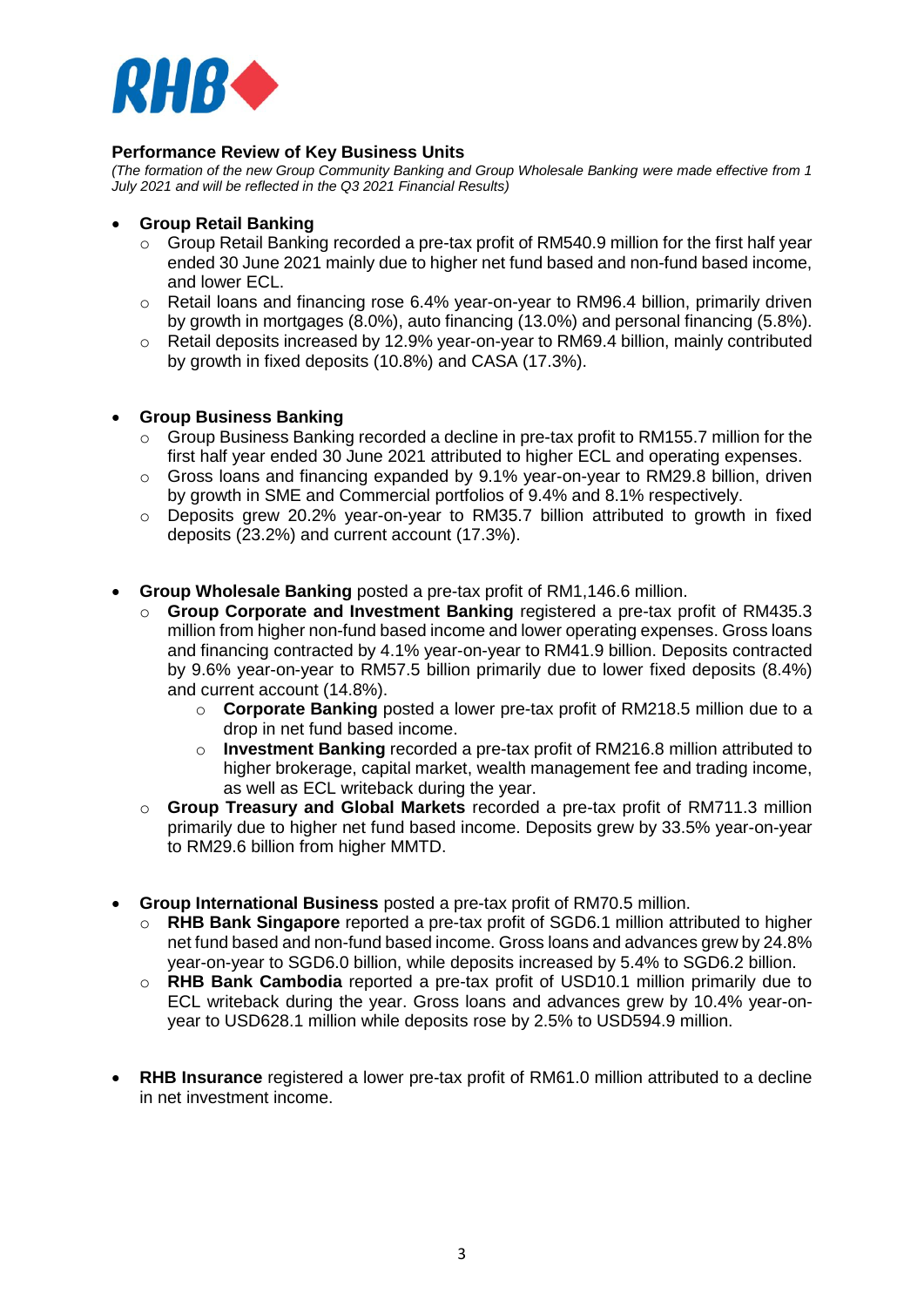## Performance Review of Key Business Units

*(The formation of the new Group Community Banking and Group Wholesale Banking were made effective from 1 July 2021 and will be reflected in the Q3 2021 Financial Results)*

- **Group Retail Banking**
  - Group Retail Banking recorded a pre-tax profit of RM540.9 million for the first half year ended 30 June 2021 mainly due to higher net fund based and non-fund based income, and lower ECL.
  - Retail loans and financing rose 6.4% year-on-year to RM96.4 billion, primarily driven by growth in mortgages (8.0%), auto financing (13.0%) and personal financing (5.8%).
  - Retail deposits increased by 12.9% year-on-year to RM69.4 billion, mainly contributed by growth in fixed deposits (10.8%) and CASA (17.3%).

- **Group Business Banking**
  - Group Business Banking recorded a decline in pre-tax profit to RM155.7 million for the first half year ended 30 June 2021 attributed to higher ECL and operating expenses.
  - Gross loans and financing expanded by 9.1% year-on-year to RM29.8 billion, driven by growth in SME and Commercial portfolios of 9.4% and 8.1% respectively.
  - Deposits grew 20.2% year-on-year to RM35.7 billion attributed to growth in fixed deposits (23.2%) and current account (17.3%).

- **Group Wholesale Banking** posted a pre-tax profit of RM1,146.6 million.
  - **Group Corporate and Investment Banking** registered a pre-tax profit of RM435.3 million from higher non-fund based income and lower operating expenses. Gross loans and financing contracted by 4.1% year-on-year to RM41.9 billion. Deposits contracted by 9.6% year-on-year to RM57.5 billion primarily due to lower fixed deposits (8.4%) and current account (14.8%).
    - **Corporate Banking** posted a lower pre-tax profit of RM218.5 million due to a drop in net fund based income.
    - **Investment Banking** recorded a pre-tax profit of RM216.8 million attributed to higher brokerage, capital market, wealth management fee and trading income, as well as ECL writeback during the year.
  - **Group Treasury and Global Markets** recorded a pre-tax profit of RM711.3 million primarily due to higher net fund based income. Deposits grew by 33.5% year-on-year to RM29.6 billion from higher MMTD.

- **Group International Business** posted a pre-tax profit of RM70.5 million.
  - **RHB Bank Singapore** reported a pre-tax profit of SGD6.1 million attributed to higher net fund based and non-fund based income. Gross loans and advances grew by 24.8% year-on-year to SGD6.0 billion, while deposits increased by 5.4% to SGD6.2 billion.
  - **RHB Bank Cambodia** reported a pre-tax profit of USD10.1 million primarily due to ECL writeback during the year. Gross loans and advances grew by 10.4% year-on-year to USD628.1 million while deposits rose by 2.5% to USD594.9 million.

- **RHB Insurance** registered a lower pre-tax profit of RM61.0 million attributed to a decline in net investment income.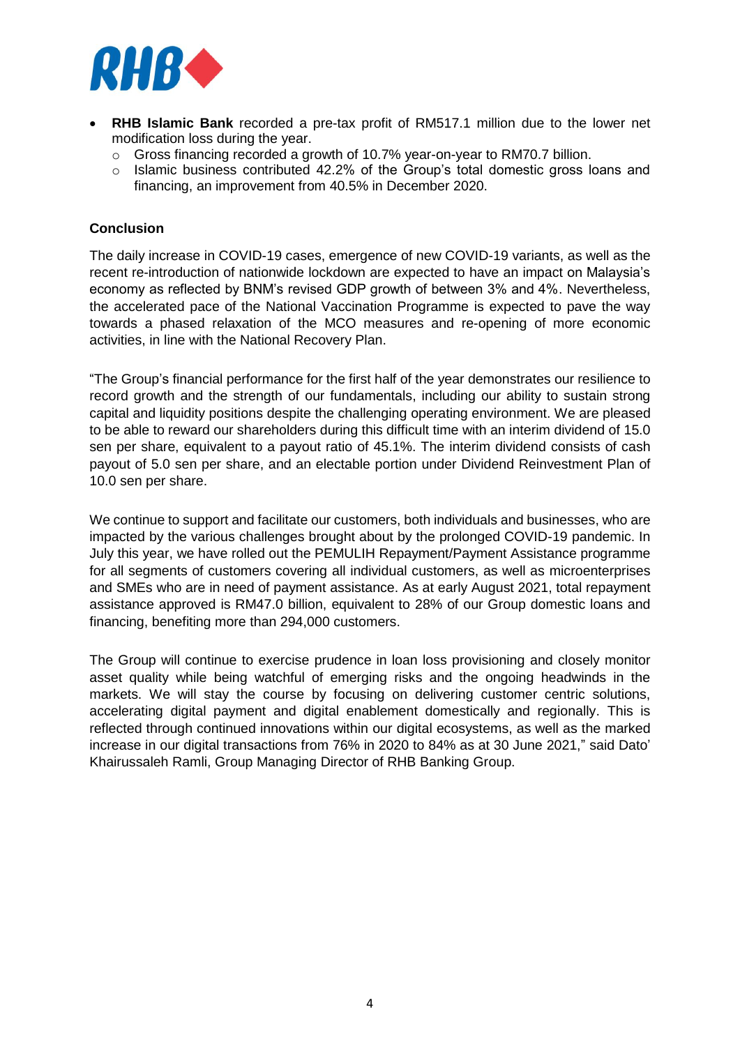- **RHB Islamic Bank** recorded a pre-tax profit of RM517.1 million due to the lower net modification loss during the year.
  - Gross financing recorded a growth of 10.7% year-on-year to RM70.7 billion.
  - Islamic business contributed 42.2% of the Group's total domestic gross loans and financing, an improvement from 40.5% in December 2020.

**Conclusion**

The daily increase in COVID-19 cases, emergence of new COVID-19 variants, as well as the recent re-introduction of nationwide lockdown are expected to have an impact on Malaysia's economy as reflected by BNM's revised GDP growth of between 3% and 4%. Nevertheless, the accelerated pace of the National Vaccination Programme is expected to pave the way towards a phased relaxation of the MCO measures and re-opening of more economic activities, in line with the National Recovery Plan.

"The Group's financial performance for the first half of the year demonstrates our resilience to record growth and the strength of our fundamentals, including our ability to sustain strong capital and liquidity positions despite the challenging operating environment. We are pleased to be able to reward our shareholders during this difficult time with an interim dividend of 15.0 sen per share, equivalent to a payout ratio of 45.1%. The interim dividend consists of cash payout of 5.0 sen per share, and an electable portion under Dividend Reinvestment Plan of 10.0 sen per share.

We continue to support and facilitate our customers, both individuals and businesses, who are impacted by the various challenges brought about by the prolonged COVID-19 pandemic. In July this year, we have rolled out the PEMULIH Repayment/Payment Assistance programme for all segments of customers covering all individual customers, as well as microenterprises and SMEs who are in need of payment assistance. As at early August 2021, total repayment assistance approved is RM47.0 billion, equivalent to 28% of our Group domestic loans and financing, benefiting more than 294,000 customers.

The Group will continue to exercise prudence in loan loss provisioning and closely monitor asset quality while being watchful of emerging risks and the ongoing headwinds in the markets. We will stay the course by focusing on delivering customer centric solutions, accelerating digital payment and digital enablement domestically and regionally. This is reflected through continued innovations within our digital ecosystems, as well as the marked increase in our digital transactions from 76% in 2020 to 84% as at 30 June 2021," said Dato' Khairussaleh Ramli, Group Managing Director of RHB Banking Group.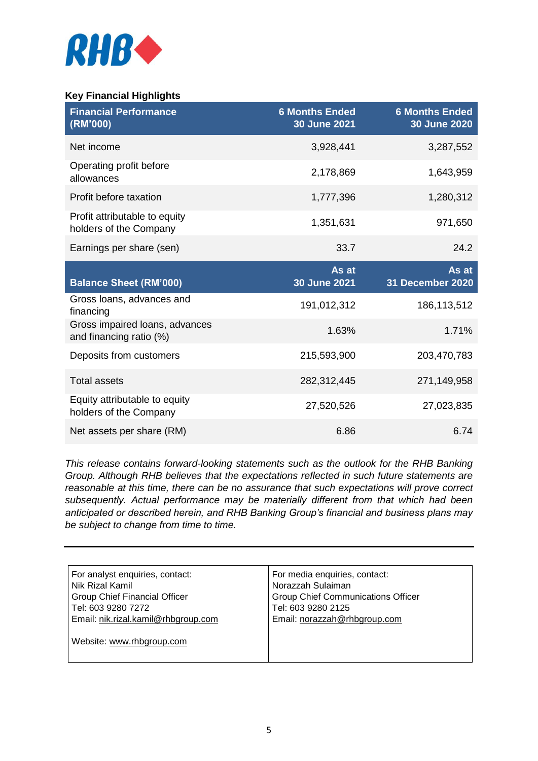**Key Financial Highlights**

| Financial Performance (RM'000) | 6 Months Ended 30 June 2021 | 6 Months Ended 30 June 2020 |
|---|---|---|
| Net income | 3,928,441 | 3,287,552 |
| Operating profit before allowances | 2,178,869 | 1,643,959 |
| Profit before taxation | 1,777,396 | 1,280,312 |
| Profit attributable to equity holders of the Company | 1,351,631 | 971,650 |
| Earnings per share (sen) | 33.7 | 24.2 |
| **Balance Sheet (RM'000)** | **As at 30 June 2021** | **As at 31 December 2020** |
| Gross loans, advances and financing | 191,012,312 | 186,113,512 |
| Gross impaired loans, advances and financing ratio (%) | 1.63% | 1.71% |
| Deposits from customers | 215,593,900 | 203,470,783 |
| Total assets | 282,312,445 | 271,149,958 |
| Equity attributable to equity holders of the Company | 27,520,526 | 27,023,835 |
| Net assets per share (RM) | 6.86 | 6.74 |

*This release contains forward-looking statements such as the outlook for the RHB Banking Group. Although RHB believes that the expectations reflected in such future statements are reasonable at this time, there can be no assurance that such expectations will prove correct subsequently. Actual performance may be materially different from that which had been anticipated or described herein, and RHB Banking Group's financial and business plans may be subject to change from time to time.*

---

| For analyst enquiries, contact: | For media enquiries, contact: |
|---|---|
| Nik Rizal Kamil | Norazzah Sulaiman |
| Group Chief Financial Officer | Group Chief Communications Officer |
| Tel: 603 9280 7272 | Tel: 603 9280 2125 |
| Email: nik.rizal.kamil@rhbgroup.com | Email: norazzah@rhbgroup.com |
| Website: www.rhbgroup.com | |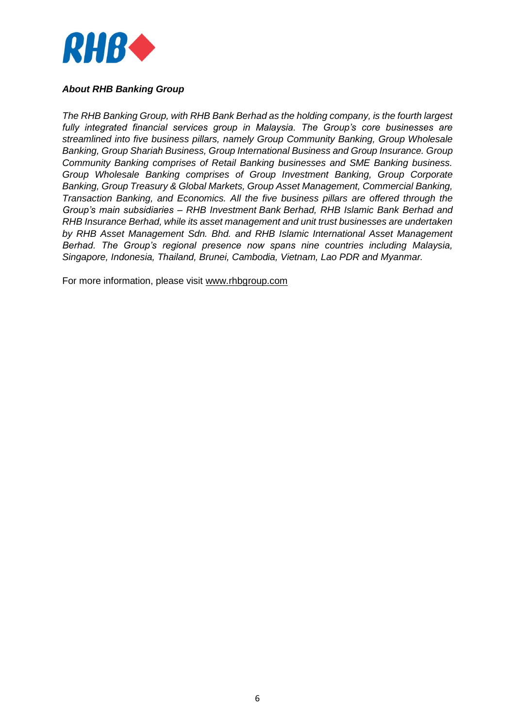***About RHB Banking Group***

*The RHB Banking Group, with RHB Bank Berhad as the holding company, is the fourth largest fully integrated financial services group in Malaysia. The Group's core businesses are streamlined into five business pillars, namely Group Community Banking, Group Wholesale Banking, Group Shariah Business, Group International Business and Group Insurance. Group Community Banking comprises of Retail Banking businesses and SME Banking business. Group Wholesale Banking comprises of Group Investment Banking, Group Corporate Banking, Group Treasury & Global Markets, Group Asset Management, Commercial Banking, Transaction Banking, and Economics. All the five business pillars are offered through the Group's main subsidiaries – RHB Investment Bank Berhad, RHB Islamic Bank Berhad and RHB Insurance Berhad, while its asset management and unit trust businesses are undertaken by RHB Asset Management Sdn. Bhd. and RHB Islamic International Asset Management Berhad. The Group's regional presence now spans nine countries including Malaysia, Singapore, Indonesia, Thailand, Brunei, Cambodia, Vietnam, Lao PDR and Myanmar.*

For more information, please visit www.rhbgroup.com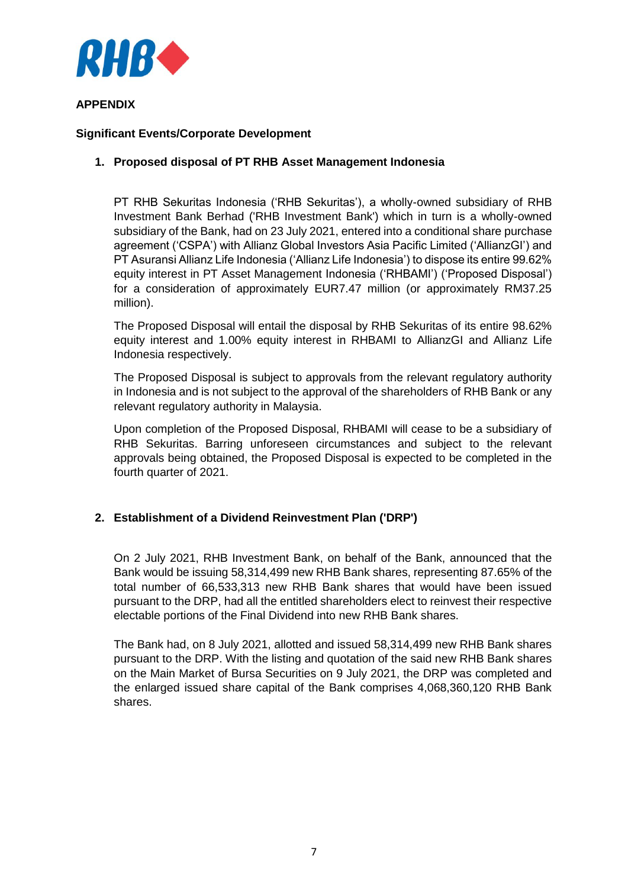**APPENDIX**

**Significant Events/Corporate Development**

1. **Proposed disposal of PT RHB Asset Management Indonesia**

   PT RHB Sekuritas Indonesia ('RHB Sekuritas'), a wholly-owned subsidiary of RHB Investment Bank Berhad ('RHB Investment Bank') which in turn is a wholly-owned subsidiary of the Bank, had on 23 July 2021, entered into a conditional share purchase agreement ('CSPA') with Allianz Global Investors Asia Pacific Limited ('AllianzGI') and PT Asuransi Allianz Life Indonesia ('Allianz Life Indonesia') to dispose its entire 99.62% equity interest in PT Asset Management Indonesia ('RHBAMI') ('Proposed Disposal') for a consideration of approximately EUR7.47 million (or approximately RM37.25 million).

   The Proposed Disposal will entail the disposal by RHB Sekuritas of its entire 98.62% equity interest and 1.00% equity interest in RHBAMI to AllianzGI and Allianz Life Indonesia respectively.

   The Proposed Disposal is subject to approvals from the relevant regulatory authority in Indonesia and is not subject to the approval of the shareholders of RHB Bank or any relevant regulatory authority in Malaysia.

   Upon completion of the Proposed Disposal, RHBAMI will cease to be a subsidiary of RHB Sekuritas. Barring unforeseen circumstances and subject to the relevant approvals being obtained, the Proposed Disposal is expected to be completed in the fourth quarter of 2021.

2. **Establishment of a Dividend Reinvestment Plan ('DRP')**

   On 2 July 2021, RHB Investment Bank, on behalf of the Bank, announced that the Bank would be issuing 58,314,499 new RHB Bank shares, representing 87.65% of the total number of 66,533,313 new RHB Bank shares that would have been issued pursuant to the DRP, had all the entitled shareholders elect to reinvest their respective electable portions of the Final Dividend into new RHB Bank shares.

   The Bank had, on 8 July 2021, allotted and issued 58,314,499 new RHB Bank shares pursuant to the DRP. With the listing and quotation of the said new RHB Bank shares on the Main Market of Bursa Securities on 9 July 2021, the DRP was completed and the enlarged issued share capital of the Bank comprises 4,068,360,120 RHB Bank shares.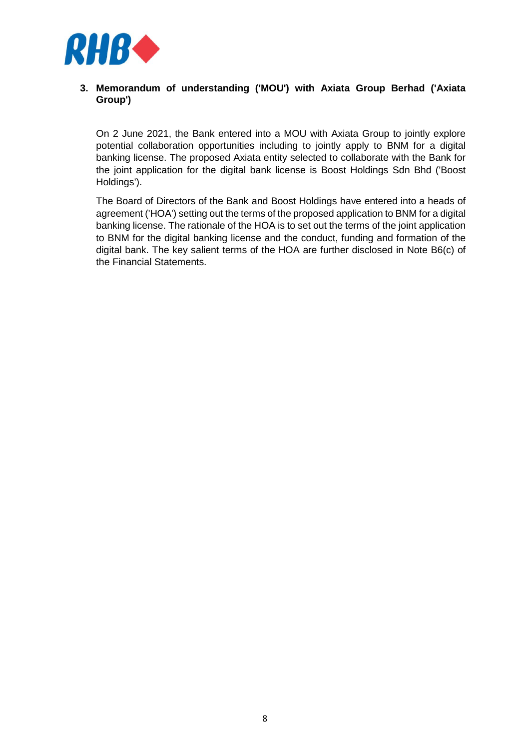### 3. Memorandum of understanding ('MOU') with Axiata Group Berhad ('Axiata Group')

On 2 June 2021, the Bank entered into a MOU with Axiata Group to jointly explore potential collaboration opportunities including to jointly apply to BNM for a digital banking license. The proposed Axiata entity selected to collaborate with the Bank for the joint application for the digital bank license is Boost Holdings Sdn Bhd ('Boost Holdings').

The Board of Directors of the Bank and Boost Holdings have entered into a heads of agreement ('HOA') setting out the terms of the proposed application to BNM for a digital banking license. The rationale of the HOA is to set out the terms of the joint application to BNM for the digital banking license and the conduct, funding and formation of the digital bank. The key salient terms of the HOA are further disclosed in Note B6(c) of the Financial Statements.